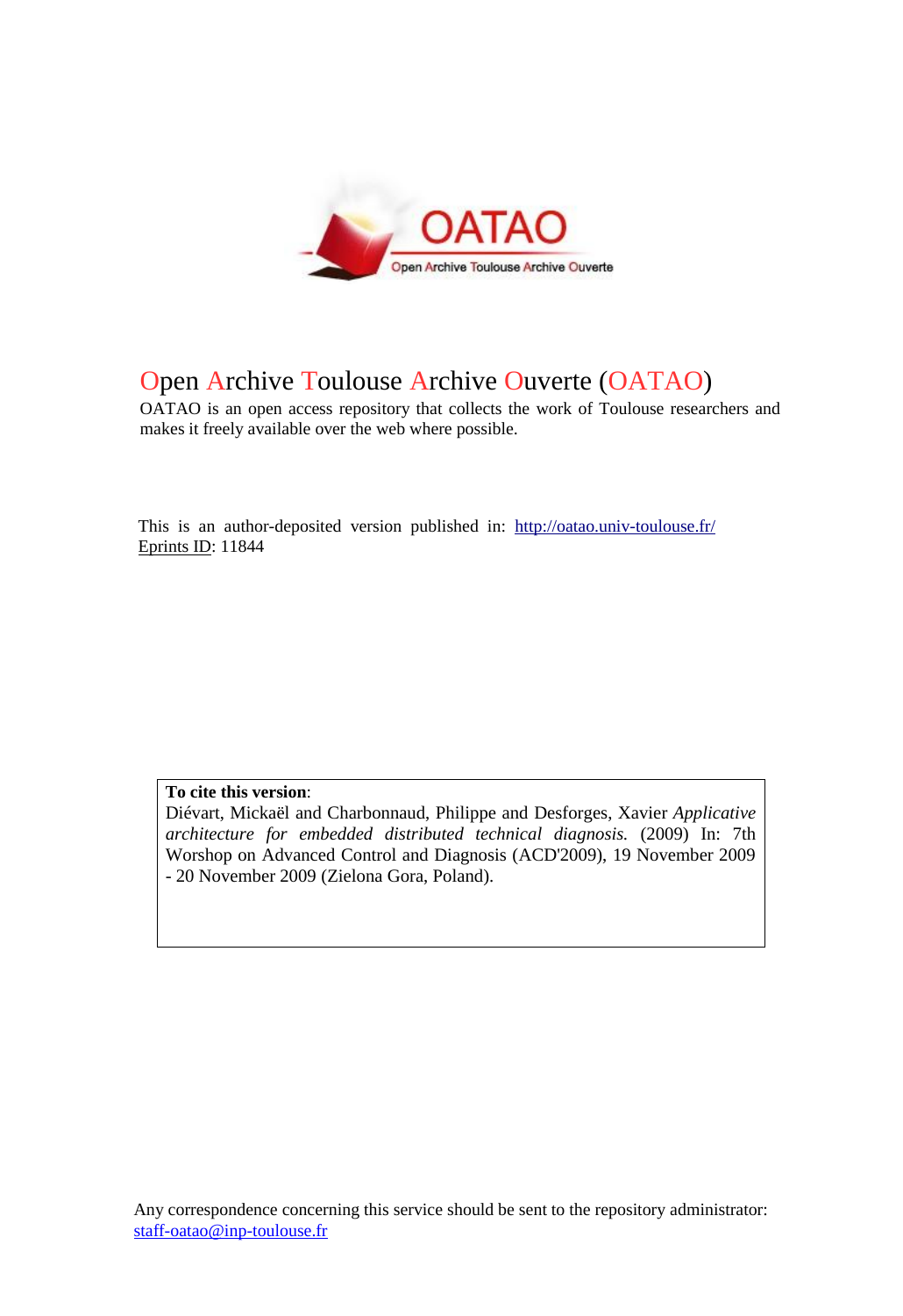# Open Archive Toulouse Archive Ouverte (OATAO)

OATAO is an open access repository that collects the work of Toulouse researchers and makes it freely available over the web where possible.

This is an author-deposited version published in: http://oatao.univ-toulouse.fr/
Eprints ID: 11844

**To cite this version**:
Diévart, Mickaël and Charbonnaud, Philippe and Desforges, Xavier *Applicative architecture for embedded distributed technical diagnosis.* (2009) In: 7th Worshop on Advanced Control and Diagnosis (ACD'2009), 19 November 2009 - 20 November 2009 (Zielona Gora, Poland).

Any correspondence concerning this service should be sent to the repository administrator: staff-oatao@inp-toulouse.fr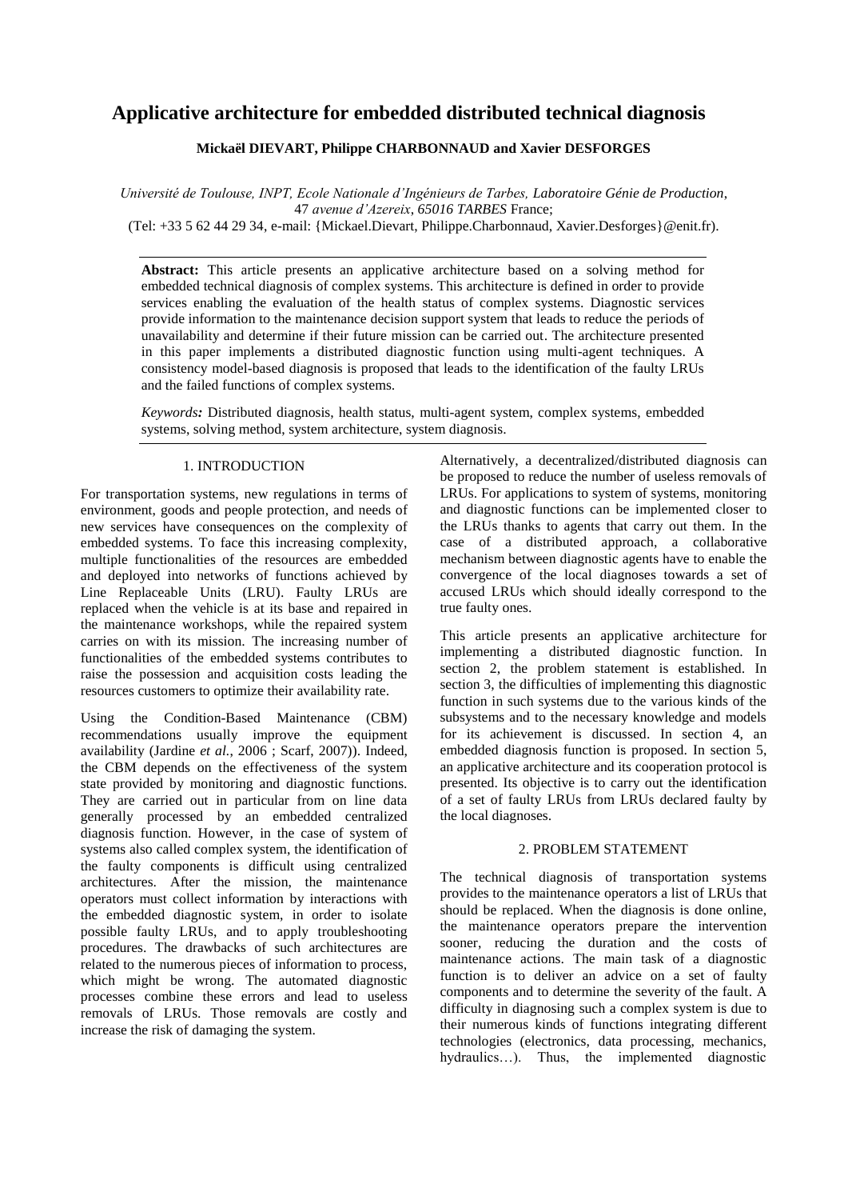# Applicative architecture for embedded distributed technical diagnosis

**Mickaël DIEVART, Philippe CHARBONNAUD and Xavier DESFORGES**

*Université de Toulouse, INPT, Ecole Nationale d'Ingénieurs de Tarbes, Laboratoire Génie de Production*, 47 *avenue d'Azereix*, *65016 TARBES* France;
(Tel: +33 5 62 44 29 34, e-mail: {Mickael.Dievart, Philippe.Charbonnaud, Xavier.Desforges}@enit.fr).

**Abstract:** This article presents an applicative architecture based on a solving method for embedded technical diagnosis of complex systems. This architecture is defined in order to provide services enabling the evaluation of the health status of complex systems. Diagnostic services provide information to the maintenance decision support system that leads to reduce the periods of unavailability and determine if their future mission can be carried out. The architecture presented in this paper implements a distributed diagnostic function using multi-agent techniques. A consistency model-based diagnosis is proposed that leads to the identification of the faulty LRUs and the failed functions of complex systems.

*Keywords:* Distributed diagnosis, health status, multi-agent system, complex systems, embedded systems, solving method, system architecture, system diagnosis.

## 1. INTRODUCTION

For transportation systems, new regulations in terms of environment, goods and people protection, and needs of new services have consequences on the complexity of embedded systems. To face this increasing complexity, multiple functionalities of the resources are embedded and deployed into networks of functions achieved by Line Replaceable Units (LRU). Faulty LRUs are replaced when the vehicle is at its base and repaired in the maintenance workshops, while the repaired system carries on with its mission. The increasing number of functionalities of the embedded systems contributes to raise the possession and acquisition costs leading the resources customers to optimize their availability rate.

Using the Condition-Based Maintenance (CBM) recommendations usually improve the equipment availability (Jardine *et al.*, 2006 ; Scarf, 2007)). Indeed, the CBM depends on the effectiveness of the system state provided by monitoring and diagnostic functions. They are carried out in particular from on line data generally processed by an embedded centralized diagnosis function. However, in the case of system of systems also called complex system, the identification of the faulty components is difficult using centralized architectures. After the mission, the maintenance operators must collect information by interactions with the embedded diagnostic system, in order to isolate possible faulty LRUs, and to apply troubleshooting procedures. The drawbacks of such architectures are related to the numerous pieces of information to process, which might be wrong. The automated diagnostic processes combine these errors and lead to useless removals of LRUs. Those removals are costly and increase the risk of damaging the system.

Alternatively, a decentralized/distributed diagnosis can be proposed to reduce the number of useless removals of LRUs. For applications to system of systems, monitoring and diagnostic functions can be implemented closer to the LRUs thanks to agents that carry out them. In the case of a distributed approach, a collaborative mechanism between diagnostic agents have to enable the convergence of the local diagnoses towards a set of accused LRUs which should ideally correspond to the true faulty ones.

This article presents an applicative architecture for implementing a distributed diagnostic function. In section 2, the problem statement is established. In section 3, the difficulties of implementing this diagnostic function in such systems due to the various kinds of the subsystems and to the necessary knowledge and models for its achievement is discussed. In section 4, an embedded diagnosis function is proposed. In section 5, an applicative architecture and its cooperation protocol is presented. Its objective is to carry out the identification of a set of faulty LRUs from LRUs declared faulty by the local diagnoses.

## 2. PROBLEM STATEMENT

The technical diagnosis of transportation systems provides to the maintenance operators a list of LRUs that should be replaced. When the diagnosis is done online, the maintenance operators prepare the intervention sooner, reducing the duration and the costs of maintenance actions. The main task of a diagnostic function is to deliver an advice on a set of faulty components and to determine the severity of the fault. A difficulty in diagnosing such a complex system is due to their numerous kinds of functions integrating different technologies (electronics, data processing, mechanics, hydraulics…). Thus, the implemented diagnostic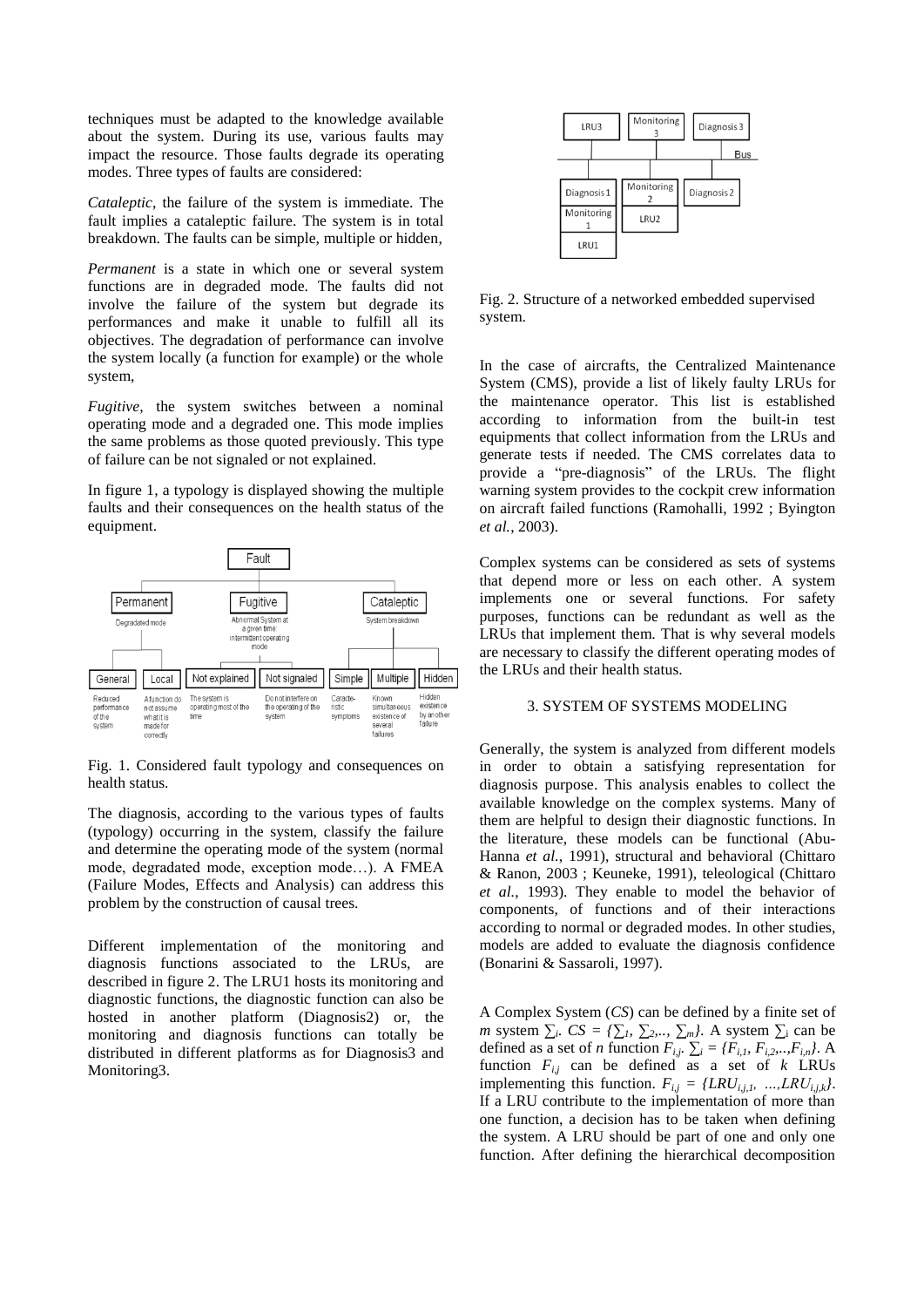techniques must be adapted to the knowledge available about the system. During its use, various faults may impact the resource. Those faults degrade its operating modes. Three types of faults are considered:

*Cataleptic*, the failure of the system is immediate. The fault implies a cataleptic failure. The system is in total breakdown. The faults can be simple, multiple or hidden,

*Permanent* is a state in which one or several system functions are in degraded mode. The faults did not involve the failure of the system but degrade its performances and make it unable to fulfill all its objectives. The degradation of performance can involve the system locally (a function for example) or the whole system,

*Fugitive*, the system switches between a nominal operating mode and a degraded one. This mode implies the same problems as those quoted previously. This type of failure can be not signaled or not explained.

In figure 1, a typology is displayed showing the multiple faults and their consequences on the health status of the equipment.

Fig. 1. Considered fault typology and consequences on health status.

The diagnosis, according to the various types of faults (typology) occurring in the system, classify the failure and determine the operating mode of the system (normal mode, degradated mode, exception mode…). A FMEA (Failure Modes, Effects and Analysis) can address this problem by the construction of causal trees.

Different implementation of the monitoring and diagnosis functions associated to the LRUs, are described in figure 2. The LRU1 hosts its monitoring and diagnostic functions, the diagnostic function can also be hosted in another platform (Diagnosis2) or, the monitoring and diagnosis functions can totally be distributed in different platforms as for Diagnosis3 and Monitoring3.

Fig. 2. Structure of a networked embedded supervised system.

In the case of aircrafts, the Centralized Maintenance System (CMS), provide a list of likely faulty LRUs for the maintenance operator. This list is established according to information from the built-in test equipments that collect information from the LRUs and generate tests if needed. The CMS correlates data to provide a "pre-diagnosis" of the LRUs. The flight warning system provides to the cockpit crew information on aircraft failed functions (Ramohalli, 1992 ; Byington *et al.*, 2003).

Complex systems can be considered as sets of systems that depend more or less on each other. A system implements one or several functions. For safety purposes, functions can be redundant as well as the LRUs that implement them. That is why several models are necessary to classify the different operating modes of the LRUs and their health status.

## 3. SYSTEM OF SYSTEMS MODELING

Generally, the system is analyzed from different models in order to obtain a satisfying representation for diagnosis purpose. This analysis enables to collect the available knowledge on the complex systems. Many of them are helpful to design their diagnostic functions. In the literature, these models can be functional (Abu-Hanna *et al.*, 1991), structural and behavioral (Chittaro & Ranon, 2003 ; Keuneke, 1991), teleological (Chittaro *et al.*, 1993). They enable to model the behavior of components, of functions and of their interactions according to normal or degraded modes. In other studies, models are added to evaluate the diagnosis confidence (Bonarini & Sassaroli, 1997).

A Complex System (*CS*) can be defined by a finite set of *m* system $\sum_i$. $CS = \{\sum_1, \sum_2,.., \sum_m\}$. A system $\sum_i$ can be defined as a set of *n* function $F_{i,j}$. $\sum_i = \{F_{i,1}, F_{i,2},..,F_{i,n}\}$. A function $F_{i,j}$ can be defined as a set of *k* LRUs implementing this function. $F_{i,j} = \{LRU_{i,j,1}, ...,LRU_{i,j,k}\}$. If a LRU contribute to the implementation of more than one function, a decision has to be taken when defining the system. A LRU should be part of one and only one function. After defining the hierarchical decomposition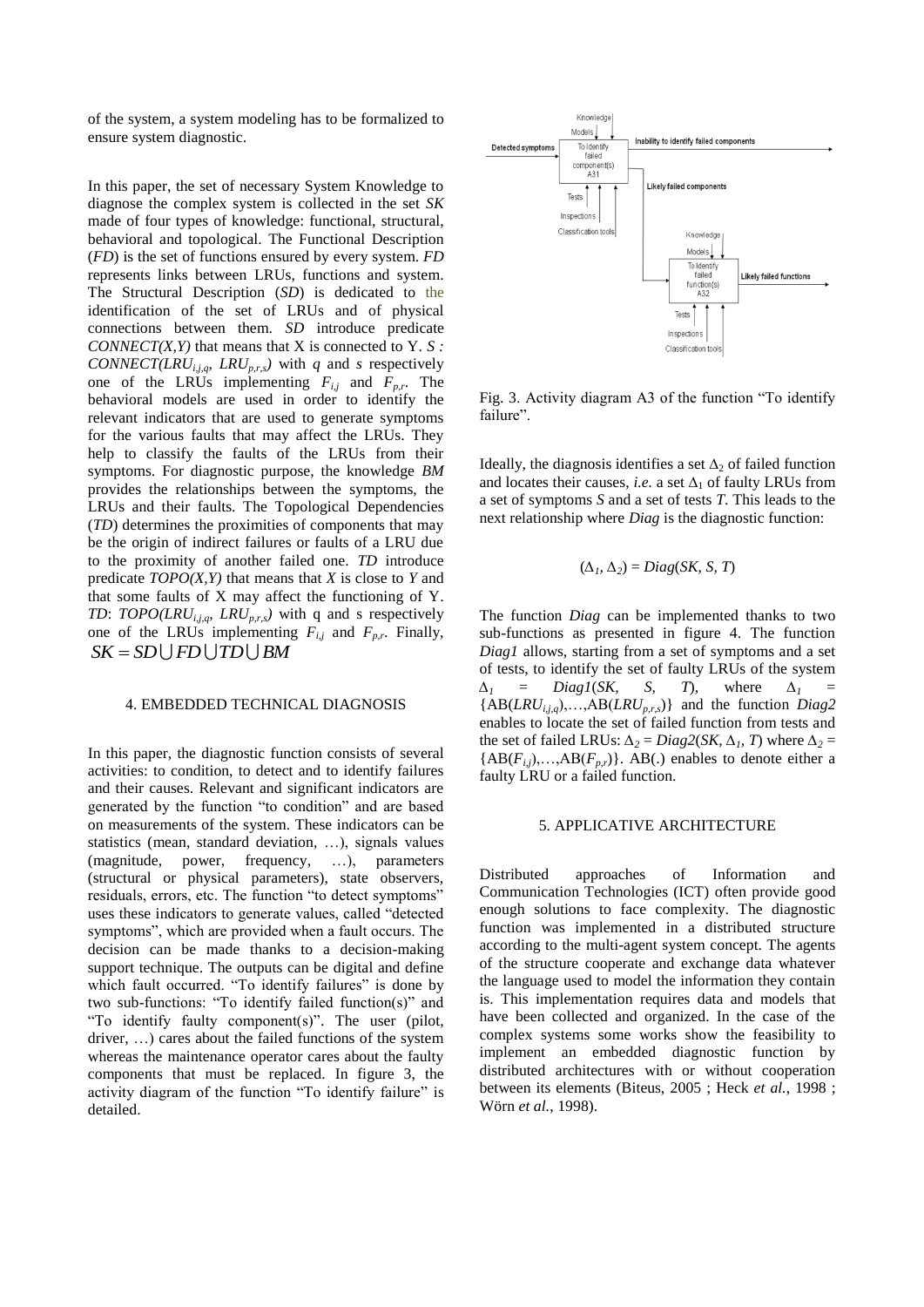of the system, a system modeling has to be formalized to ensure system diagnostic.

In this paper, the set of necessary System Knowledge to diagnose the complex system is collected in the set *SK* made of four types of knowledge: functional, structural, behavioral and topological. The Functional Description (*FD*) is the set of functions ensured by every system. *FD* represents links between LRUs, functions and system. The Structural Description (*SD*) is dedicated to the identification of the set of LRUs and of physical connections between them. *SD* introduce predicate *CONNECT(X,Y)* that means that X is connected to Y. *S : CONNECT*($LRU_{i,j,q}$, $LRU_{p,r,s}$) with *q* and *s* respectively one of the LRUs implementing $F_{i,j}$ and $F_{p,r}$. The behavioral models are used in order to identify the relevant indicators that are used to generate symptoms for the various faults that may affect the LRUs. They help to classify the faults of the LRUs from their symptoms. For diagnostic purpose, the knowledge *BM* provides the relationships between the symptoms, the LRUs and their faults. The Topological Dependencies (*TD*) determines the proximities of components that may be the origin of indirect failures or faults of a LRU due to the proximity of another failed one. *TD* introduce predicate *TOPO(X,Y)* that means that *X* is close to *Y* and that some faults of X may affect the functioning of Y. *TD*: *TOPO*($LRU_{i,j,q}$, $LRU_{p,r,s}$) with q and s respectively one of the LRUs implementing $F_{i,j}$ and $F_{p,r}$. Finally, $SK = SD \cup FD \cup TD \cup BM$

## 4. EMBEDDED TECHNICAL DIAGNOSIS

In this paper, the diagnostic function consists of several activities: to condition, to detect and to identify failures and their causes. Relevant and significant indicators are generated by the function "to condition" and are based on measurements of the system. These indicators can be statistics (mean, standard deviation, …), signals values (magnitude, power, frequency, …), parameters (structural or physical parameters), state observers, residuals, errors, etc. The function "to detect symptoms" uses these indicators to generate values, called "detected symptoms", which are provided when a fault occurs. The decision can be made thanks to a decision-making support technique. The outputs can be digital and define which fault occurred. "To identify failures" is done by two sub-functions: "To identify failed function(s)" and "To identify faulty component(s)". The user (pilot, driver, …) cares about the failed functions of the system whereas the maintenance operator cares about the faulty components that must be replaced. In figure 3, the activity diagram of the function "To identify failure" is detailed.

Fig. 3. Activity diagram A3 of the function "To identify failure".

Ideally, the diagnosis identifies a set $\Delta_2$ of failed function and locates their causes, *i.e.* a set $\Delta_1$ of faulty LRUs from a set of symptoms *S* and a set of tests *T*. This leads to the next relationship where *Diag* is the diagnostic function:

$$(\Delta_1, \Delta_2) = Diag(SK, S, T)$$

The function *Diag* can be implemented thanks to two sub-functions as presented in figure 4. The function *Diag1* allows, starting from a set of symptoms and a set of tests, to identify the set of faulty LRUs of the system $\Delta_1 = Diag1(SK, S, T)$, where $\Delta_1 = \{AB(LRU_{i,j,q}),\ldots,AB(LRU_{p,r,s})\}$ and the function *Diag2* enables to locate the set of failed function from tests and the set of failed LRUs: $\Delta_2 = Diag2(SK, \Delta_1, T)$ where $\Delta_2 = \{AB(F_{i,j}),\ldots,AB(F_{p,r})\}$. AB(.) enables to denote either a faulty LRU or a failed function.

## 5. APPLICATIVE ARCHITECTURE

Distributed approaches of Information and Communication Technologies (ICT) often provide good enough solutions to face complexity. The diagnostic function was implemented in a distributed structure according to the multi-agent system concept. The agents of the structure cooperate and exchange data whatever the language used to model the information they contain is. This implementation requires data and models that have been collected and organized. In the case of the complex systems some works show the feasibility to implement an embedded diagnostic function by distributed architectures with or without cooperation between its elements (Biteus, 2005 ; Heck *et al.*, 1998 ; Wörn *et al.*, 1998).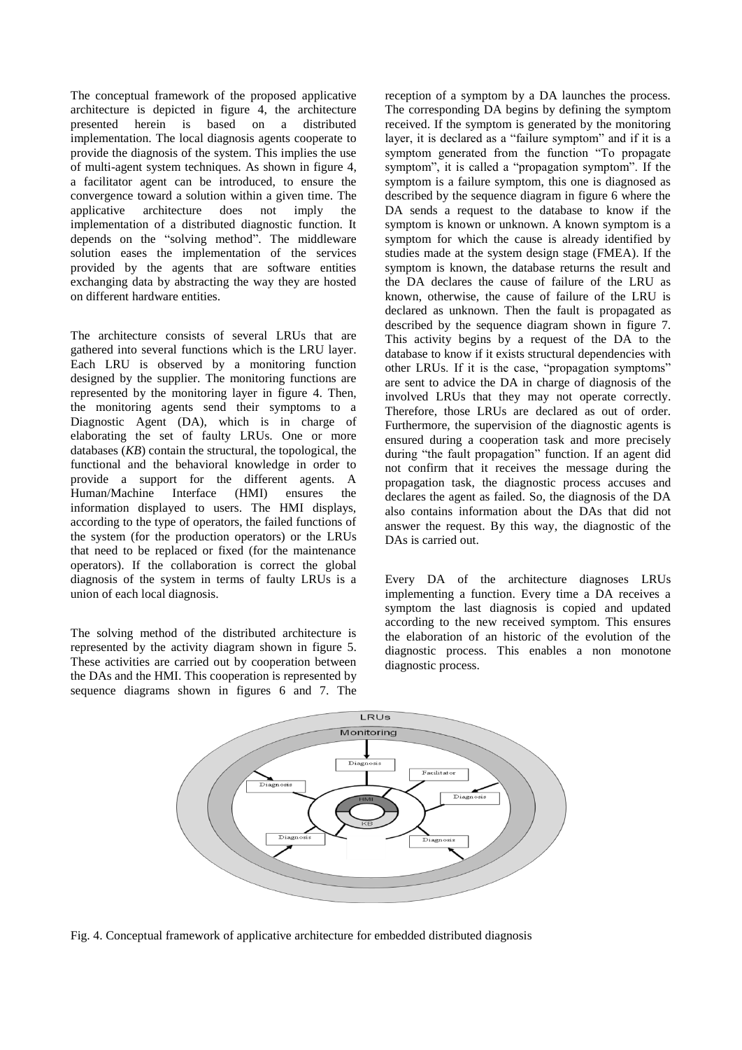The conceptual framework of the proposed applicative architecture is depicted in figure 4, the architecture presented herein is based on a distributed implementation. The local diagnosis agents cooperate to provide the diagnosis of the system. This implies the use of multi-agent system techniques. As shown in figure 4, a facilitator agent can be introduced, to ensure the convergence toward a solution within a given time. The applicative architecture does not imply the implementation of a distributed diagnostic function. It depends on the "solving method". The middleware solution eases the implementation of the services provided by the agents that are software entities exchanging data by abstracting the way they are hosted on different hardware entities.

The architecture consists of several LRUs that are gathered into several functions which is the LRU layer. Each LRU is observed by a monitoring function designed by the supplier. The monitoring functions are represented by the monitoring layer in figure 4. Then, the monitoring agents send their symptoms to a Diagnostic Agent (DA), which is in charge of elaborating the set of faulty LRUs. One or more databases (*KB*) contain the structural, the topological, the functional and the behavioral knowledge in order to provide a support for the different agents. A Human/Machine Interface (HMI) ensures the information displayed to users. The HMI displays, according to the type of operators, the failed functions of the system (for the production operators) or the LRUs that need to be replaced or fixed (for the maintenance operators). If the collaboration is correct the global diagnosis of the system in terms of faulty LRUs is a union of each local diagnosis.

The solving method of the distributed architecture is represented by the activity diagram shown in figure 5. These activities are carried out by cooperation between the DAs and the HMI. This cooperation is represented by sequence diagrams shown in figures 6 and 7. The reception of a symptom by a DA launches the process. The corresponding DA begins by defining the symptom received. If the symptom is generated by the monitoring layer, it is declared as a "failure symptom" and if it is a symptom generated from the function "To propagate symptom", it is called a "propagation symptom". If the symptom is a failure symptom, this one is diagnosed as described by the sequence diagram in figure 6 where the DA sends a request to the database to know if the symptom is known or unknown. A known symptom is a symptom for which the cause is already identified by studies made at the system design stage (FMEA). If the symptom is known, the database returns the result and the DA declares the cause of failure of the LRU as known, otherwise, the cause of failure of the LRU is declared as unknown. Then the fault is propagated as described by the sequence diagram shown in figure 7. This activity begins by a request of the DA to the database to know if it exists structural dependencies with other LRUs. If it is the case, "propagation symptoms" are sent to advice the DA in charge of diagnosis of the involved LRUs that they may not operate correctly. Therefore, those LRUs are declared as out of order. Furthermore, the supervision of the diagnostic agents is ensured during a cooperation task and more precisely during "the fault propagation" function. If an agent did not confirm that it receives the message during the propagation task, the diagnostic process accuses and declares the agent as failed. So, the diagnosis of the DA also contains information about the DAs that did not answer the request. By this way, the diagnostic of the DAs is carried out.

Every DA of the architecture diagnoses LRUs implementing a function. Every time a DA receives a symptom the last diagnosis is copied and updated according to the new received symptom. This ensures the elaboration of an historic of the evolution of the diagnostic process. This enables a non monotone diagnostic process.

Fig. 4. Conceptual framework of applicative architecture for embedded distributed diagnosis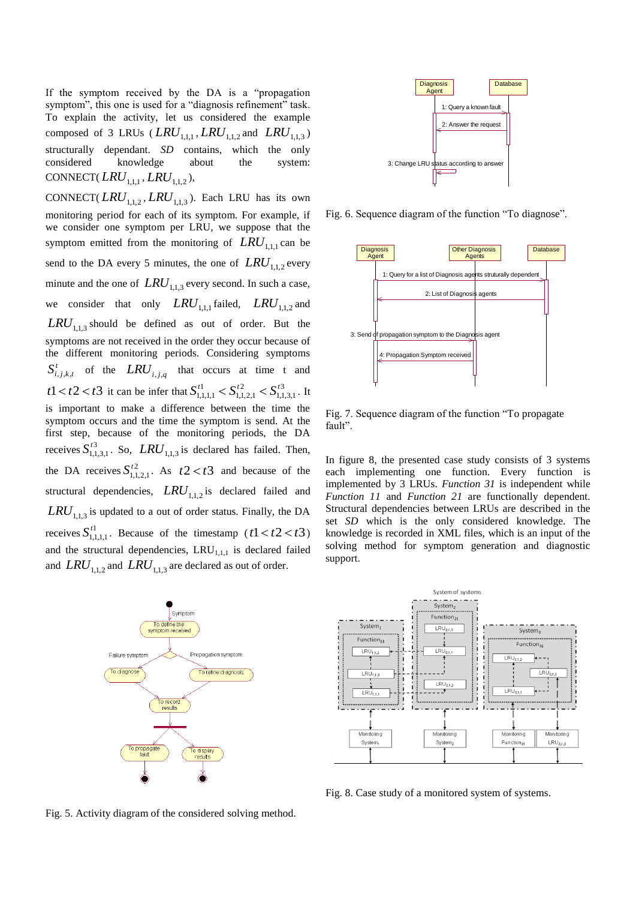If the symptom received by the DA is a "propagation symptom", this one is used for a "diagnosis refinement" task. To explain the activity, let us considered the example composed of 3 LRUs ($LRU_{1,1,1}$, $LRU_{1,1,2}$ and $LRU_{1,1,3}$) structurally dependant. *SD* contains, which the only considered knowledge about the system: CONNECT($LRU_{1,1,1}$, $LRU_{1,1,2}$), CONNECT($LRU_{1,1,2}$, $LRU_{1,1,3}$). Each LRU has its own monitoring period for each of its symptom. For example, if we consider one symptom per LRU, we suppose that the symptom emitted from the monitoring of $LRU_{1,1,1}$ can be send to the DA every 5 minutes, the one of $LRU_{1,1,2}$ every minute and the one of $LRU_{1,1,3}$ every second. In such a case, we consider that only $LRU_{1,1,1}$ failed, $LRU_{1,1,2}$ and $LRU_{1,1,3}$ should be defined as out of order. But the symptoms are not received in the order they occur because of the different monitoring periods. Considering symptoms $S^{t}_{i,j,k,t}$ of the $LRU_{i,j,q}$ that occurs at time t and $t1 < t2 < t3$ it can be infer that $S^{t1}_{1,1,1,1} < S^{t2}_{1,1,2,1} < S^{t3}_{1,1,3,1}$. It is important to make a difference between the time the symptom occurs and the time the symptom is send. At the first step, because of the monitoring periods, the DA receives $S^{t3}_{1,1,3,1}$. So, $LRU_{1,1,3}$ is declared has failed. Then, the DA receives $S^{t2}_{1,1,2,1}$. As $t2 < t3$ and because of the structural dependencies, $LRU_{1,1,2}$ is declared failed and $LRU_{1,1,3}$ is updated to a out of order status. Finally, the DA receives $S^{t1}_{1,1,1,1}$. Because of the timestamp ($t1 < t2 < t3$) and the structural dependencies, $LRU_{1,1,1}$ is declared failed and $LRU_{1,1,2}$ and $LRU_{1,1,3}$ are declared as out of order.

Fig. 5. Activity diagram of the considered solving method.

Fig. 6. Sequence diagram of the function "To diagnose".

Fig. 7. Sequence diagram of the function "To propagate fault".

In figure 8, the presented case study consists of 3 systems each implementing one function. Every function is implemented by 3 LRUs. *Function 31* is independent while *Function 11* and *Function 21* are functionally dependent. Structural dependencies between LRUs are described in the set *SD* which is the only considered knowledge. The knowledge is recorded in XML files, which is an input of the solving method for symptom generation and diagnostic support.

Fig. 8. Case study of a monitored system of systems.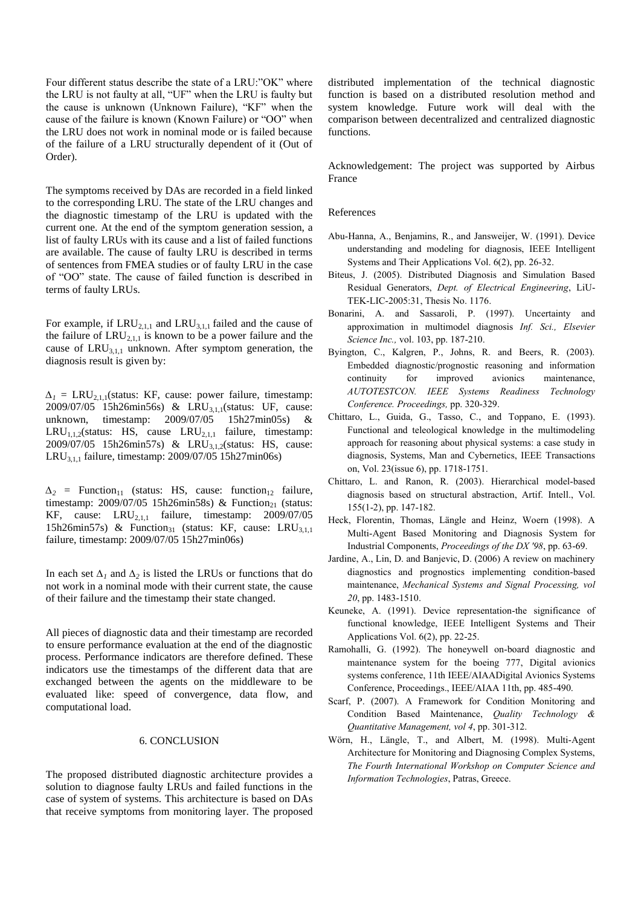Four different status describe the state of a LRU:"OK" where the LRU is not faulty at all, "UF" when the LRU is faulty but the cause is unknown (Unknown Failure), "KF" when the cause of the failure is known (Known Failure) or "OO" when the LRU does not work in nominal mode or is failed because of the failure of a LRU structurally dependent of it (Out of Order).

The symptoms received by DAs are recorded in a field linked to the corresponding LRU. The state of the LRU changes and the diagnostic timestamp of the LRU is updated with the current one. At the end of the symptom generation session, a list of faulty LRUs with its cause and a list of failed functions are available. The cause of faulty LRU is described in terms of sentences from FMEA studies or of faulty LRU in the case of "OO" state. The cause of failed function is described in terms of faulty LRUs.

For example, if $LRU_{2,1,1}$ and $LRU_{3,1,1}$ failed and the cause of the failure of $LRU_{2,1,1}$ is known to be a power failure and the cause of $LRU_{3,1,1}$ unknown. After symptom generation, the diagnosis result is given by:

$\Delta_1$ = $LRU_{2,1,1}$(status: KF, cause: power failure, timestamp: 2009/07/05 15h26min56s) & $LRU_{3,1,1}$(status: UF, cause: unknown, timestamp: 2009/07/05 15h27min05s) & $LRU_{1,1,2}$(status: HS, cause $LRU_{2,1,1}$ failure, timestamp: 2009/07/05 15h26min57s) & $LRU_{3,1,2}$(status: HS, cause: $LRU_{3,1,1}$ failure, timestamp: 2009/07/05 15h27min06s)

$\Delta_2$ = $Function_{11}$ (status: HS, cause: $function_{12}$ failure, timestamp: 2009/07/05 15h26min58s) & $Function_{21}$ (status: KF, cause: $LRU_{2,1,1}$ failure, timestamp: 2009/07/05 15h26min57s) & $Function_{31}$ (status: KF, cause: $LRU_{3,1,1}$ failure, timestamp: 2009/07/05 15h27min06s)

In each set $\Delta_1$ and $\Delta_2$ is listed the LRUs or functions that do not work in a nominal mode with their current state, the cause of their failure and the timestamp their state changed.

All pieces of diagnostic data and their timestamp are recorded to ensure performance evaluation at the end of the diagnostic process. Performance indicators are therefore defined. These indicators use the timestamps of the different data that are exchanged between the agents on the middleware to be evaluated like: speed of convergence, data flow, and computational load.

## 6. CONCLUSION

The proposed distributed diagnostic architecture provides a solution to diagnose faulty LRUs and failed functions in the case of system of systems. This architecture is based on DAs that receive symptoms from monitoring layer. The proposed distributed implementation of the technical diagnostic function is based on a distributed resolution method and system knowledge. Future work will deal with the comparison between decentralized and centralized diagnostic functions.

Acknowledgement: The project was supported by Airbus France

## References

Abu-Hanna, A., Benjamins, R., and Jansweijer, W. (1991). Device understanding and modeling for diagnosis, IEEE Intelligent Systems and Their Applications Vol. 6(2), pp. 26-32.

Biteus, J. (2005). Distributed Diagnosis and Simulation Based Residual Generators, *Dept. of Electrical Engineering*, LiU-TEK-LIC-2005:31, Thesis No. 1176.

Bonarini, A. and Sassaroli, P. (1997). Uncertainty and approximation in multimodel diagnosis *Inf. Sci., Elsevier Science Inc.,* vol. 103, pp. 187-210.

Byington, C., Kalgren, P., Johns, R. and Beers, R. (2003). Embedded diagnostic/prognostic reasoning and information continuity for improved avionics maintenance, *AUTOTESTCON. IEEE Systems Readiness Technology Conference. Proceedings,* pp. 320-329.

Chittaro, L., Guida, G., Tasso, C., and Toppano, E. (1993). Functional and teleological knowledge in the multimodeling approach for reasoning about physical systems: a case study in diagnosis, Systems, Man and Cybernetics, IEEE Transactions on, Vol. 23(issue 6), pp. 1718-1751.

Chittaro, L. and Ranon, R. (2003). Hierarchical model-based diagnosis based on structural abstraction, Artif. Intell., Vol. 155(1-2), pp. 147-182.

Heck, Florentin, Thomas, Längle and Heinz, Woern (1998). A Multi-Agent Based Monitoring and Diagnosis System for Industrial Components, *Proceedings of the DX '98*, pp. 63-69.

Jardine, A., Lin, D. and Banjevic, D. (2006) A review on machinery diagnostics and prognostics implementing condition-based maintenance, *Mechanical Systems and Signal Processing, vol 20*, pp. 1483-1510.

Keuneke, A. (1991). Device representation-the significance of functional knowledge, IEEE Intelligent Systems and Their Applications Vol. 6(2), pp. 22-25.

Ramohalli, G. (1992). The honeywell on-board diagnostic and maintenance system for the boeing 777, Digital avionics systems conference, 11th IEEE/AIAADigital Avionics Systems Conference, Proceedings., IEEE/AIAA 11th, pp. 485-490.

Scarf, P. (2007). A Framework for Condition Monitoring and Condition Based Maintenance, *Quality Technology & Quantitative Management, vol 4*, pp. 301-312.

Wörn, H., Längle, T., and Albert, M. (1998). Multi-Agent Architecture for Monitoring and Diagnosing Complex Systems, *The Fourth International Workshop on Computer Science and Information Technologies*, Patras, Greece.